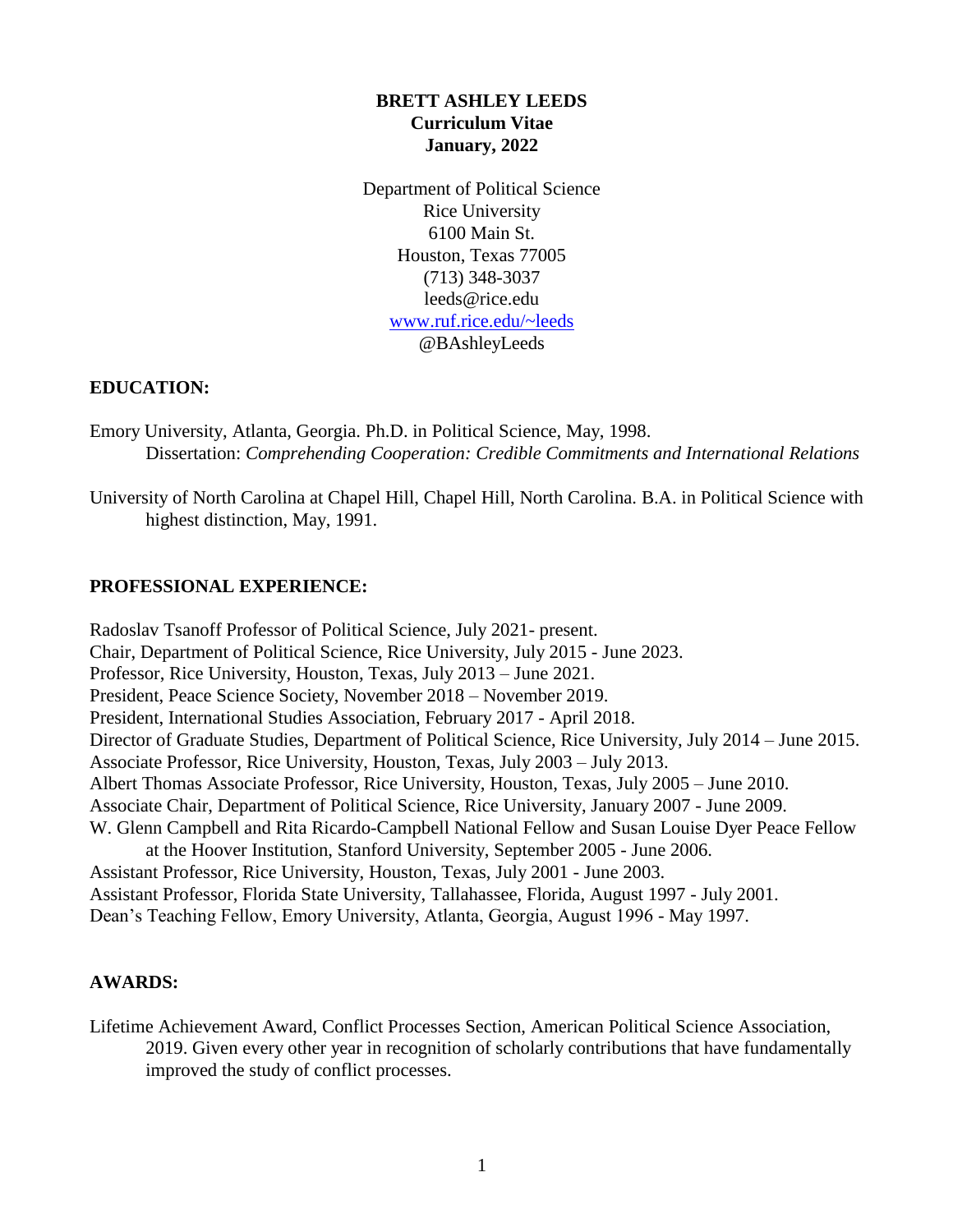# BRETT ASHLEY LEEDS

**Curriculum Vitae**

**January, 2022**

Department of Political Science
Rice University
6100 Main St.
Houston, Texas 77005
(713) 348-3037
leeds@rice.edu
[www.ruf.rice.edu/~leeds](http://www.ruf.rice.edu/~leeds)
@BAshleyLeeds

## EDUCATION:

Emory University, Atlanta, Georgia. Ph.D. in Political Science, May, 1998.
Dissertation: *Comprehending Cooperation: Credible Commitments and International Relations*

University of North Carolina at Chapel Hill, Chapel Hill, North Carolina. B.A. in Political Science with highest distinction, May, 1991.

## PROFESSIONAL EXPERIENCE:

Radoslav Tsanoff Professor of Political Science, July 2021- present.
Chair, Department of Political Science, Rice University, July 2015 - June 2023.
Professor, Rice University, Houston, Texas, July 2013 – June 2021.
President, Peace Science Society, November 2018 – November 2019.
President, International Studies Association, February 2017 - April 2018.
Director of Graduate Studies, Department of Political Science, Rice University, July 2014 – June 2015.
Associate Professor, Rice University, Houston, Texas, July 2003 – July 2013.
Albert Thomas Associate Professor, Rice University, Houston, Texas, July 2005 – June 2010.
Associate Chair, Department of Political Science, Rice University, January 2007 - June 2009.
W. Glenn Campbell and Rita Ricardo-Campbell National Fellow and Susan Louise Dyer Peace Fellow at the Hoover Institution, Stanford University, September 2005 - June 2006.
Assistant Professor, Rice University, Houston, Texas, July 2001 - June 2003.
Assistant Professor, Florida State University, Tallahassee, Florida, August 1997 - July 2001.
Dean's Teaching Fellow, Emory University, Atlanta, Georgia, August 1996 - May 1997.

## AWARDS:

Lifetime Achievement Award, Conflict Processes Section, American Political Science Association, 2019. Given every other year in recognition of scholarly contributions that have fundamentally improved the study of conflict processes.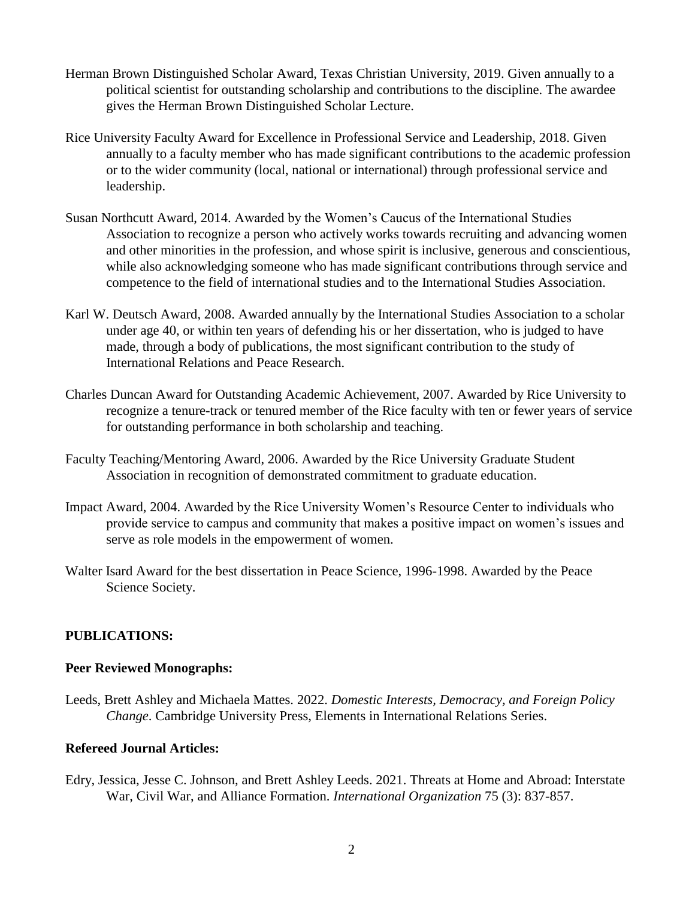Herman Brown Distinguished Scholar Award, Texas Christian University, 2019. Given annually to a political scientist for outstanding scholarship and contributions to the discipline. The awardee gives the Herman Brown Distinguished Scholar Lecture.

Rice University Faculty Award for Excellence in Professional Service and Leadership, 2018. Given annually to a faculty member who has made significant contributions to the academic profession or to the wider community (local, national or international) through professional service and leadership.

Susan Northcutt Award, 2014. Awarded by the Women's Caucus of the International Studies Association to recognize a person who actively works towards recruiting and advancing women and other minorities in the profession, and whose spirit is inclusive, generous and conscientious, while also acknowledging someone who has made significant contributions through service and competence to the field of international studies and to the International Studies Association.

Karl W. Deutsch Award, 2008. Awarded annually by the International Studies Association to a scholar under age 40, or within ten years of defending his or her dissertation, who is judged to have made, through a body of publications, the most significant contribution to the study of International Relations and Peace Research.

Charles Duncan Award for Outstanding Academic Achievement, 2007. Awarded by Rice University to recognize a tenure-track or tenured member of the Rice faculty with ten or fewer years of service for outstanding performance in both scholarship and teaching.

Faculty Teaching/Mentoring Award, 2006. Awarded by the Rice University Graduate Student Association in recognition of demonstrated commitment to graduate education.

Impact Award, 2004. Awarded by the Rice University Women's Resource Center to individuals who provide service to campus and community that makes a positive impact on women's issues and serve as role models in the empowerment of women.

Walter Isard Award for the best dissertation in Peace Science, 1996-1998. Awarded by the Peace Science Society.

## PUBLICATIONS:

### Peer Reviewed Monographs:

Leeds, Brett Ashley and Michaela Mattes. 2022. *Domestic Interests, Democracy, and Foreign Policy Change*. Cambridge University Press, Elements in International Relations Series.

### Refereed Journal Articles:

Edry, Jessica, Jesse C. Johnson, and Brett Ashley Leeds. 2021. Threats at Home and Abroad: Interstate War, Civil War, and Alliance Formation. *International Organization* 75 (3): 837-857.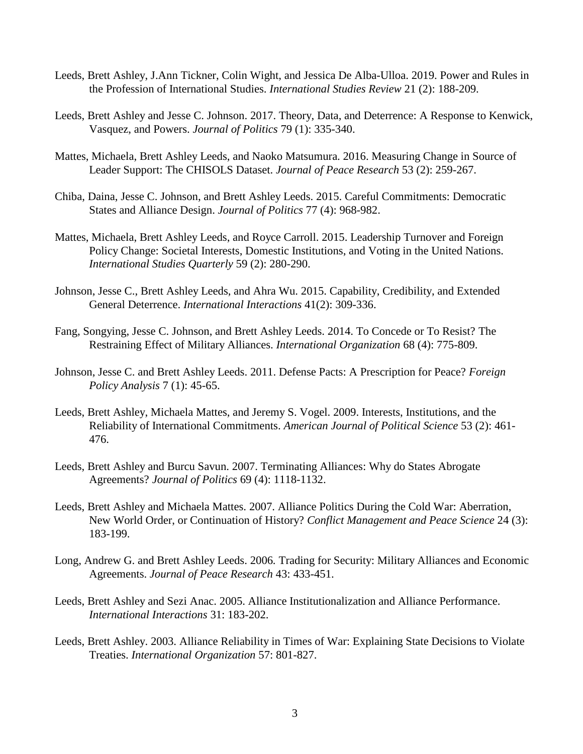Leeds, Brett Ashley, J.Ann Tickner, Colin Wight, and Jessica De Alba-Ulloa. 2019. Power and Rules in the Profession of International Studies. *International Studies Review* 21 (2): 188-209.

Leeds, Brett Ashley and Jesse C. Johnson. 2017. Theory, Data, and Deterrence: A Response to Kenwick, Vasquez, and Powers. *Journal of Politics* 79 (1): 335-340.

Mattes, Michaela, Brett Ashley Leeds, and Naoko Matsumura. 2016. Measuring Change in Source of Leader Support: The CHISOLS Dataset. *Journal of Peace Research* 53 (2): 259-267.

Chiba, Daina, Jesse C. Johnson, and Brett Ashley Leeds. 2015. Careful Commitments: Democratic States and Alliance Design. *Journal of Politics* 77 (4): 968-982.

Mattes, Michaela, Brett Ashley Leeds, and Royce Carroll. 2015. Leadership Turnover and Foreign Policy Change: Societal Interests, Domestic Institutions, and Voting in the United Nations. *International Studies Quarterly* 59 (2): 280-290.

Johnson, Jesse C., Brett Ashley Leeds, and Ahra Wu. 2015. Capability, Credibility, and Extended General Deterrence. *International Interactions* 41(2): 309-336.

Fang, Songying, Jesse C. Johnson, and Brett Ashley Leeds. 2014. To Concede or To Resist? The Restraining Effect of Military Alliances. *International Organization* 68 (4): 775-809.

Johnson, Jesse C. and Brett Ashley Leeds. 2011. Defense Pacts: A Prescription for Peace? *Foreign Policy Analysis* 7 (1): 45-65.

Leeds, Brett Ashley, Michaela Mattes, and Jeremy S. Vogel. 2009. Interests, Institutions, and the Reliability of International Commitments. *American Journal of Political Science* 53 (2): 461-476.

Leeds, Brett Ashley and Burcu Savun. 2007. Terminating Alliances: Why do States Abrogate Agreements? *Journal of Politics* 69 (4): 1118-1132.

Leeds, Brett Ashley and Michaela Mattes. 2007. Alliance Politics During the Cold War: Aberration, New World Order, or Continuation of History? *Conflict Management and Peace Science* 24 (3): 183-199.

Long, Andrew G. and Brett Ashley Leeds. 2006. Trading for Security: Military Alliances and Economic Agreements. *Journal of Peace Research* 43: 433-451.

Leeds, Brett Ashley and Sezi Anac. 2005. Alliance Institutionalization and Alliance Performance. *International Interactions* 31: 183-202.

Leeds, Brett Ashley. 2003. Alliance Reliability in Times of War: Explaining State Decisions to Violate Treaties. *International Organization* 57: 801-827.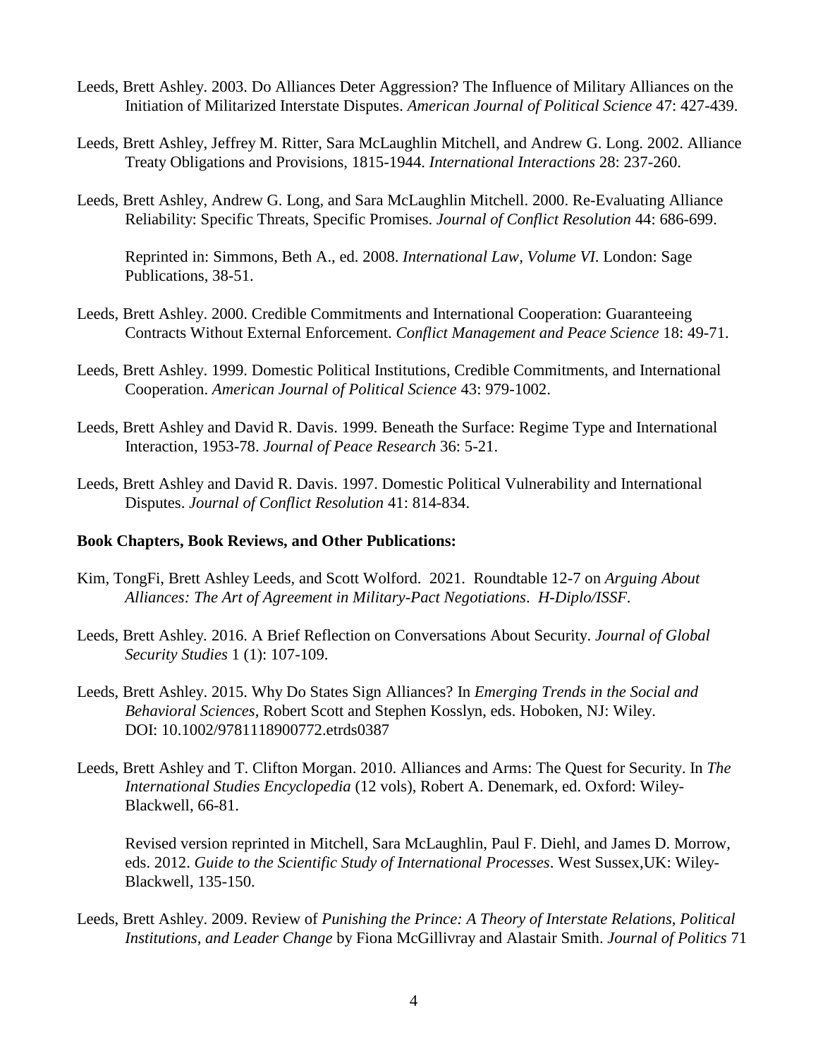Leeds, Brett Ashley. 2003. Do Alliances Deter Aggression? The Influence of Military Alliances on the Initiation of Militarized Interstate Disputes. *American Journal of Political Science* 47: 427-439.

Leeds, Brett Ashley, Jeffrey M. Ritter, Sara McLaughlin Mitchell, and Andrew G. Long. 2002. Alliance Treaty Obligations and Provisions, 1815-1944. *International Interactions* 28: 237-260.

Leeds, Brett Ashley, Andrew G. Long, and Sara McLaughlin Mitchell. 2000. Re-Evaluating Alliance Reliability: Specific Threats, Specific Promises. *Journal of Conflict Resolution* 44: 686-699.

Reprinted in: Simmons, Beth A., ed. 2008. *International Law, Volume VI*. London: Sage Publications, 38-51.

Leeds, Brett Ashley. 2000. Credible Commitments and International Cooperation: Guaranteeing Contracts Without External Enforcement. *Conflict Management and Peace Science* 18: 49-71.

Leeds, Brett Ashley. 1999. Domestic Political Institutions, Credible Commitments, and International Cooperation. *American Journal of Political Science* 43: 979-1002.

Leeds, Brett Ashley and David R. Davis. 1999. Beneath the Surface: Regime Type and International Interaction, 1953-78. *Journal of Peace Research* 36: 5-21.

Leeds, Brett Ashley and David R. Davis. 1997. Domestic Political Vulnerability and International Disputes. *Journal of Conflict Resolution* 41: 814-834.

**Book Chapters, Book Reviews, and Other Publications:**

Kim, TongFi, Brett Ashley Leeds, and Scott Wolford. 2021. Roundtable 12-7 on *Arguing About Alliances: The Art of Agreement in Military-Pact Negotiations*. *H-Diplo/ISSF*.

Leeds, Brett Ashley. 2016. A Brief Reflection on Conversations About Security. *Journal of Global Security Studies* 1 (1): 107-109.

Leeds, Brett Ashley. 2015. Why Do States Sign Alliances? In *Emerging Trends in the Social and Behavioral Sciences*, Robert Scott and Stephen Kosslyn, eds. Hoboken, NJ: Wiley. DOI: 10.1002/9781118900772.etrds0387

Leeds, Brett Ashley and T. Clifton Morgan. 2010. Alliances and Arms: The Quest for Security. In *The International Studies Encyclopedia* (12 vols), Robert A. Denemark, ed. Oxford: Wiley-Blackwell, 66-81.

Revised version reprinted in Mitchell, Sara McLaughlin, Paul F. Diehl, and James D. Morrow, eds. 2012. *Guide to the Scientific Study of International Processes*. West Sussex,UK: Wiley-Blackwell, 135-150.

Leeds, Brett Ashley. 2009. Review of *Punishing the Prince: A Theory of Interstate Relations, Political Institutions, and Leader Change* by Fiona McGillivray and Alastair Smith. *Journal of Politics* 71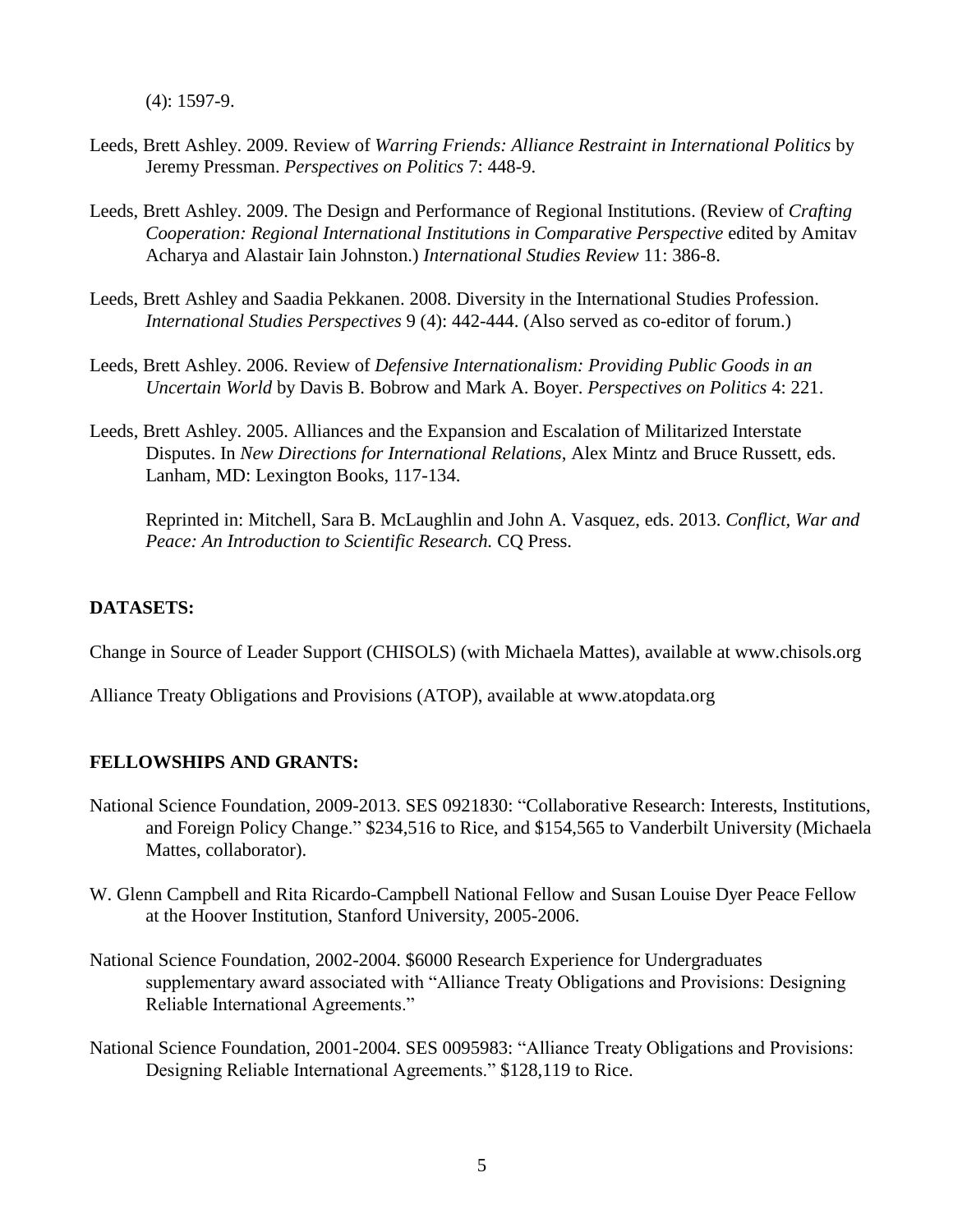(4): 1597-9.

Leeds, Brett Ashley. 2009. Review of *Warring Friends: Alliance Restraint in International Politics* by Jeremy Pressman. *Perspectives on Politics* 7: 448-9.

Leeds, Brett Ashley. 2009. The Design and Performance of Regional Institutions. (Review of *Crafting Cooperation: Regional International Institutions in Comparative Perspective* edited by Amitav Acharya and Alastair Iain Johnston.) *International Studies Review* 11: 386-8.

Leeds, Brett Ashley and Saadia Pekkanen. 2008. Diversity in the International Studies Profession. *International Studies Perspectives* 9 (4): 442-444. (Also served as co-editor of forum.)

Leeds, Brett Ashley. 2006. Review of *Defensive Internationalism: Providing Public Goods in an Uncertain World* by Davis B. Bobrow and Mark A. Boyer. *Perspectives on Politics* 4: 221.

Leeds, Brett Ashley. 2005. Alliances and the Expansion and Escalation of Militarized Interstate Disputes. In *New Directions for International Relations*, Alex Mintz and Bruce Russett, eds. Lanham, MD: Lexington Books, 117-134.

Reprinted in: Mitchell, Sara B. McLaughlin and John A. Vasquez, eds. 2013. *Conflict, War and Peace: An Introduction to Scientific Research.* CQ Press.

**DATASETS:**

Change in Source of Leader Support (CHISOLS) (with Michaela Mattes), available at www.chisols.org

Alliance Treaty Obligations and Provisions (ATOP), available at www.atopdata.org

**FELLOWSHIPS AND GRANTS:**

National Science Foundation, 2009-2013. SES 0921830: "Collaborative Research: Interests, Institutions, and Foreign Policy Change." $234,516 to Rice, and $154,565 to Vanderbilt University (Michaela Mattes, collaborator).

W. Glenn Campbell and Rita Ricardo-Campbell National Fellow and Susan Louise Dyer Peace Fellow at the Hoover Institution, Stanford University, 2005-2006.

National Science Foundation, 2002-2004. $6000 Research Experience for Undergraduates supplementary award associated with "Alliance Treaty Obligations and Provisions: Designing Reliable International Agreements."

National Science Foundation, 2001-2004. SES 0095983: "Alliance Treaty Obligations and Provisions: Designing Reliable International Agreements." $128,119 to Rice.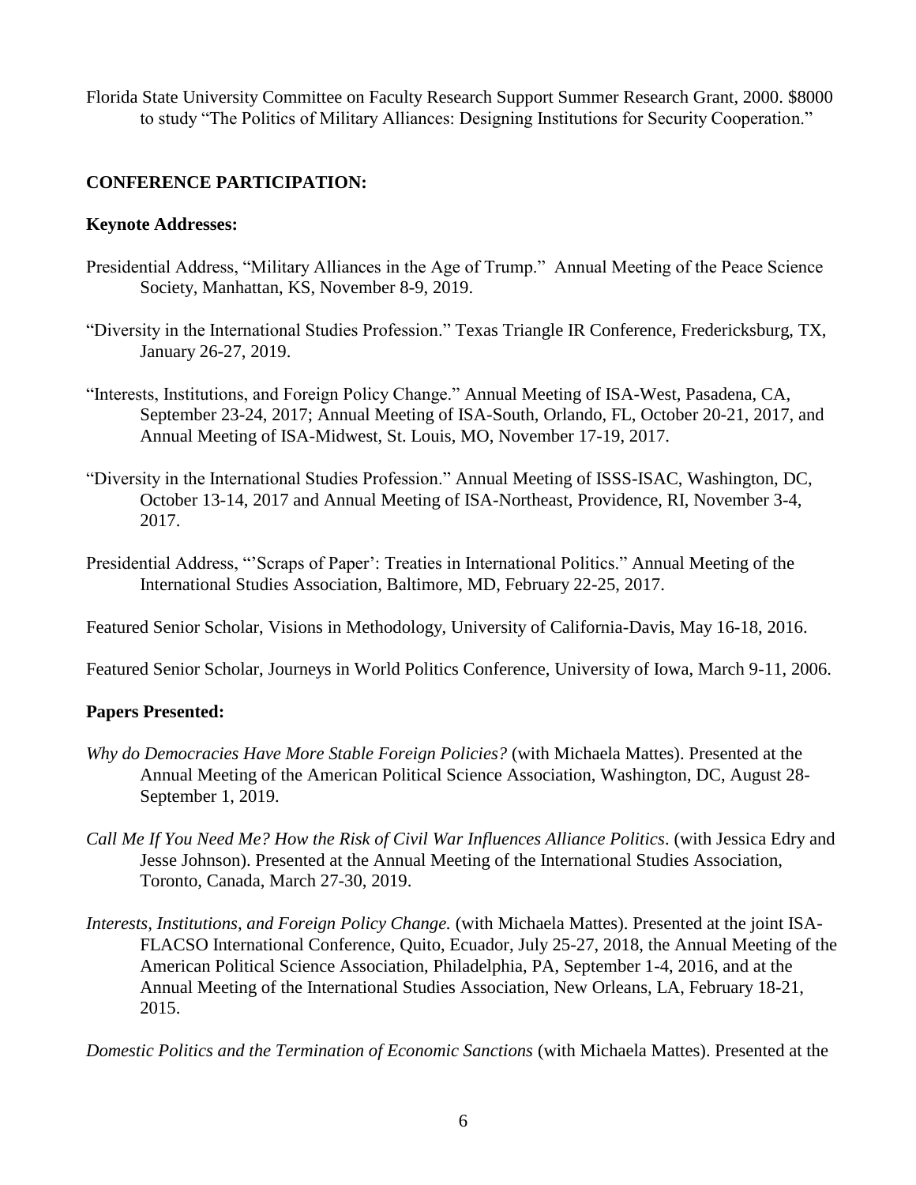Florida State University Committee on Faculty Research Support Summer Research Grant, 2000. $8000 to study "The Politics of Military Alliances: Designing Institutions for Security Cooperation."

## CONFERENCE PARTICIPATION:

### Keynote Addresses:

Presidential Address, "Military Alliances in the Age of Trump." Annual Meeting of the Peace Science Society, Manhattan, KS, November 8-9, 2019.

"Diversity in the International Studies Profession." Texas Triangle IR Conference, Fredericksburg, TX, January 26-27, 2019.

"Interests, Institutions, and Foreign Policy Change." Annual Meeting of ISA-West, Pasadena, CA, September 23-24, 2017; Annual Meeting of ISA-South, Orlando, FL, October 20-21, 2017, and Annual Meeting of ISA-Midwest, St. Louis, MO, November 17-19, 2017.

"Diversity in the International Studies Profession." Annual Meeting of ISSS-ISAC, Washington, DC, October 13-14, 2017 and Annual Meeting of ISA-Northeast, Providence, RI, November 3-4, 2017.

Presidential Address, "'Scraps of Paper': Treaties in International Politics." Annual Meeting of the International Studies Association, Baltimore, MD, February 22-25, 2017.

Featured Senior Scholar, Visions in Methodology, University of California-Davis, May 16-18, 2016.

Featured Senior Scholar, Journeys in World Politics Conference, University of Iowa, March 9-11, 2006.

### Papers Presented:

*Why do Democracies Have More Stable Foreign Policies?* (with Michaela Mattes). Presented at the Annual Meeting of the American Political Science Association, Washington, DC, August 28-September 1, 2019.

*Call Me If You Need Me? How the Risk of Civil War Influences Alliance Politics*. (with Jessica Edry and Jesse Johnson). Presented at the Annual Meeting of the International Studies Association, Toronto, Canada, March 27-30, 2019.

*Interests, Institutions, and Foreign Policy Change.* (with Michaela Mattes). Presented at the joint ISA-FLACSO International Conference, Quito, Ecuador, July 25-27, 2018, the Annual Meeting of the American Political Science Association, Philadelphia, PA, September 1-4, 2016, and at the Annual Meeting of the International Studies Association, New Orleans, LA, February 18-21, 2015.

*Domestic Politics and the Termination of Economic Sanctions* (with Michaela Mattes). Presented at the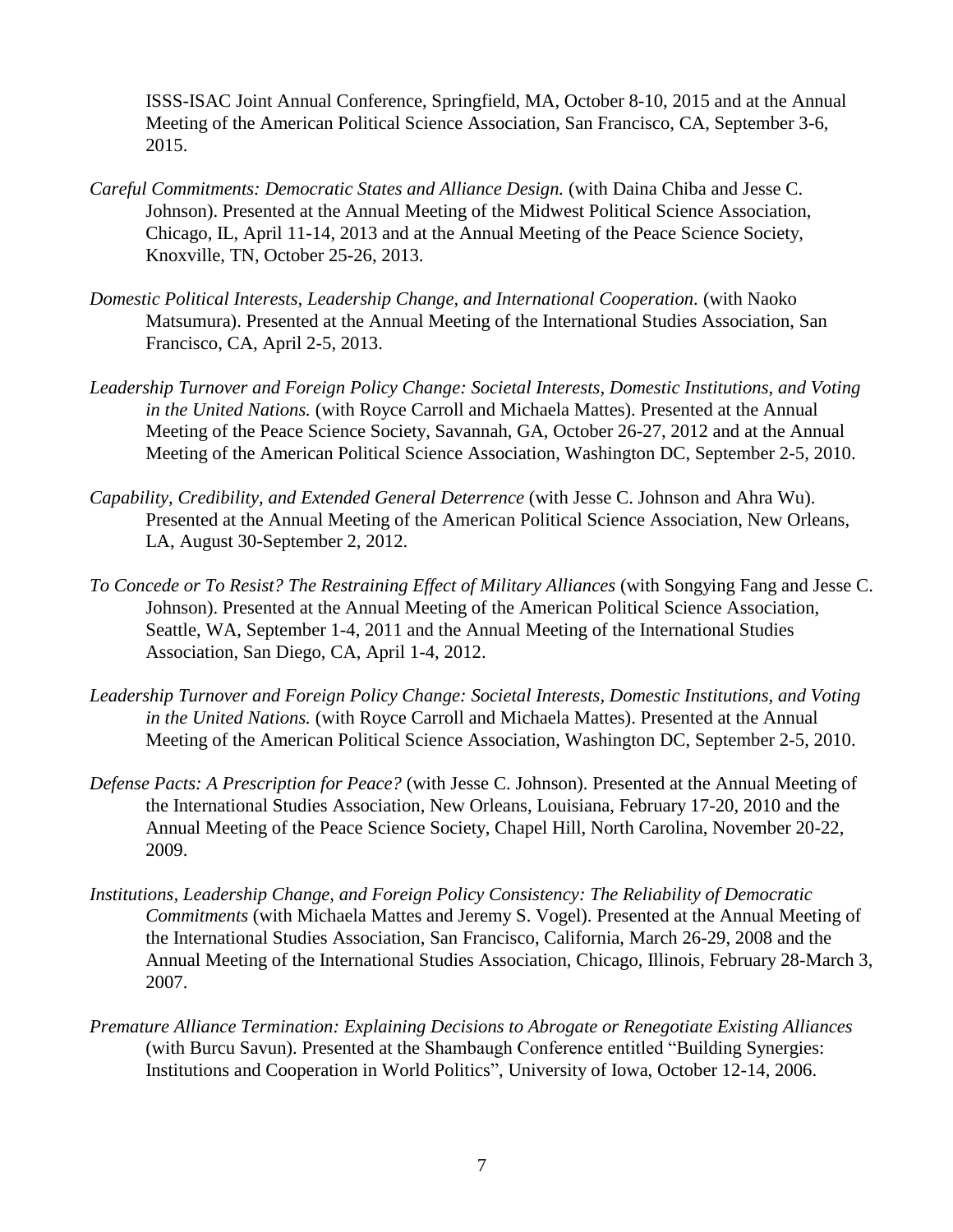ISSS-ISAC Joint Annual Conference, Springfield, MA, October 8-10, 2015 and at the Annual Meeting of the American Political Science Association, San Francisco, CA, September 3-6, 2015.

*Careful Commitments: Democratic States and Alliance Design.* (with Daina Chiba and Jesse C. Johnson). Presented at the Annual Meeting of the Midwest Political Science Association, Chicago, IL, April 11-14, 2013 and at the Annual Meeting of the Peace Science Society, Knoxville, TN, October 25-26, 2013.

*Domestic Political Interests, Leadership Change, and International Cooperation.* (with Naoko Matsumura). Presented at the Annual Meeting of the International Studies Association, San Francisco, CA, April 2-5, 2013.

*Leadership Turnover and Foreign Policy Change: Societal Interests, Domestic Institutions, and Voting in the United Nations.* (with Royce Carroll and Michaela Mattes). Presented at the Annual Meeting of the Peace Science Society, Savannah, GA, October 26-27, 2012 and at the Annual Meeting of the American Political Science Association, Washington DC, September 2-5, 2010.

*Capability, Credibility, and Extended General Deterrence* (with Jesse C. Johnson and Ahra Wu). Presented at the Annual Meeting of the American Political Science Association, New Orleans, LA, August 30-September 2, 2012.

*To Concede or To Resist? The Restraining Effect of Military Alliances* (with Songying Fang and Jesse C. Johnson). Presented at the Annual Meeting of the American Political Science Association, Seattle, WA, September 1-4, 2011 and the Annual Meeting of the International Studies Association, San Diego, CA, April 1-4, 2012.

*Leadership Turnover and Foreign Policy Change: Societal Interests, Domestic Institutions, and Voting in the United Nations.* (with Royce Carroll and Michaela Mattes). Presented at the Annual Meeting of the American Political Science Association, Washington DC, September 2-5, 2010.

*Defense Pacts: A Prescription for Peace?* (with Jesse C. Johnson). Presented at the Annual Meeting of the International Studies Association, New Orleans, Louisiana, February 17-20, 2010 and the Annual Meeting of the Peace Science Society, Chapel Hill, North Carolina, November 20-22, 2009.

*Institutions, Leadership Change, and Foreign Policy Consistency: The Reliability of Democratic Commitments* (with Michaela Mattes and Jeremy S. Vogel). Presented at the Annual Meeting of the International Studies Association, San Francisco, California, March 26-29, 2008 and the Annual Meeting of the International Studies Association, Chicago, Illinois, February 28-March 3, 2007.

*Premature Alliance Termination: Explaining Decisions to Abrogate or Renegotiate Existing Alliances* (with Burcu Savun). Presented at the Shambaugh Conference entitled "Building Synergies: Institutions and Cooperation in World Politics", University of Iowa, October 12-14, 2006.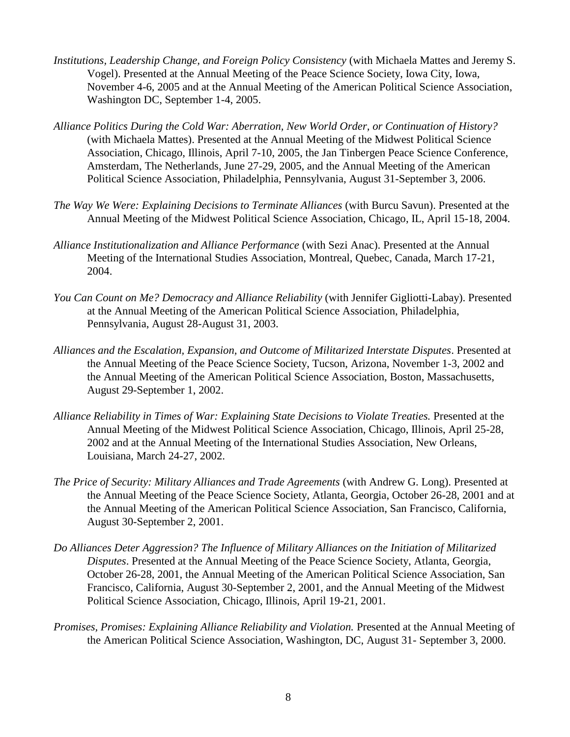*Institutions, Leadership Change, and Foreign Policy Consistency* (with Michaela Mattes and Jeremy S. Vogel). Presented at the Annual Meeting of the Peace Science Society, Iowa City, Iowa, November 4-6, 2005 and at the Annual Meeting of the American Political Science Association, Washington DC, September 1-4, 2005.

*Alliance Politics During the Cold War: Aberration, New World Order, or Continuation of History?* (with Michaela Mattes). Presented at the Annual Meeting of the Midwest Political Science Association, Chicago, Illinois, April 7-10, 2005, the Jan Tinbergen Peace Science Conference, Amsterdam, The Netherlands, June 27-29, 2005, and the Annual Meeting of the American Political Science Association, Philadelphia, Pennsylvania, August 31-September 3, 2006.

*The Way We Were: Explaining Decisions to Terminate Alliances* (with Burcu Savun). Presented at the Annual Meeting of the Midwest Political Science Association, Chicago, IL, April 15-18, 2004.

*Alliance Institutionalization and Alliance Performance* (with Sezi Anac). Presented at the Annual Meeting of the International Studies Association, Montreal, Quebec, Canada, March 17-21, 2004.

*You Can Count on Me? Democracy and Alliance Reliability* (with Jennifer Gigliotti-Labay). Presented at the Annual Meeting of the American Political Science Association, Philadelphia, Pennsylvania, August 28-August 31, 2003.

*Alliances and the Escalation, Expansion, and Outcome of Militarized Interstate Disputes*. Presented at the Annual Meeting of the Peace Science Society, Tucson, Arizona, November 1-3, 2002 and the Annual Meeting of the American Political Science Association, Boston, Massachusetts, August 29-September 1, 2002.

*Alliance Reliability in Times of War: Explaining State Decisions to Violate Treaties.* Presented at the Annual Meeting of the Midwest Political Science Association, Chicago, Illinois, April 25-28, 2002 and at the Annual Meeting of the International Studies Association, New Orleans, Louisiana, March 24-27, 2002.

*The Price of Security: Military Alliances and Trade Agreements* (with Andrew G. Long). Presented at the Annual Meeting of the Peace Science Society, Atlanta, Georgia, October 26-28, 2001 and at the Annual Meeting of the American Political Science Association, San Francisco, California, August 30-September 2, 2001.

*Do Alliances Deter Aggression? The Influence of Military Alliances on the Initiation of Militarized Disputes*. Presented at the Annual Meeting of the Peace Science Society, Atlanta, Georgia, October 26-28, 2001, the Annual Meeting of the American Political Science Association, San Francisco, California, August 30-September 2, 2001, and the Annual Meeting of the Midwest Political Science Association, Chicago, Illinois, April 19-21, 2001.

*Promises, Promises: Explaining Alliance Reliability and Violation.* Presented at the Annual Meeting of the American Political Science Association, Washington, DC, August 31- September 3, 2000.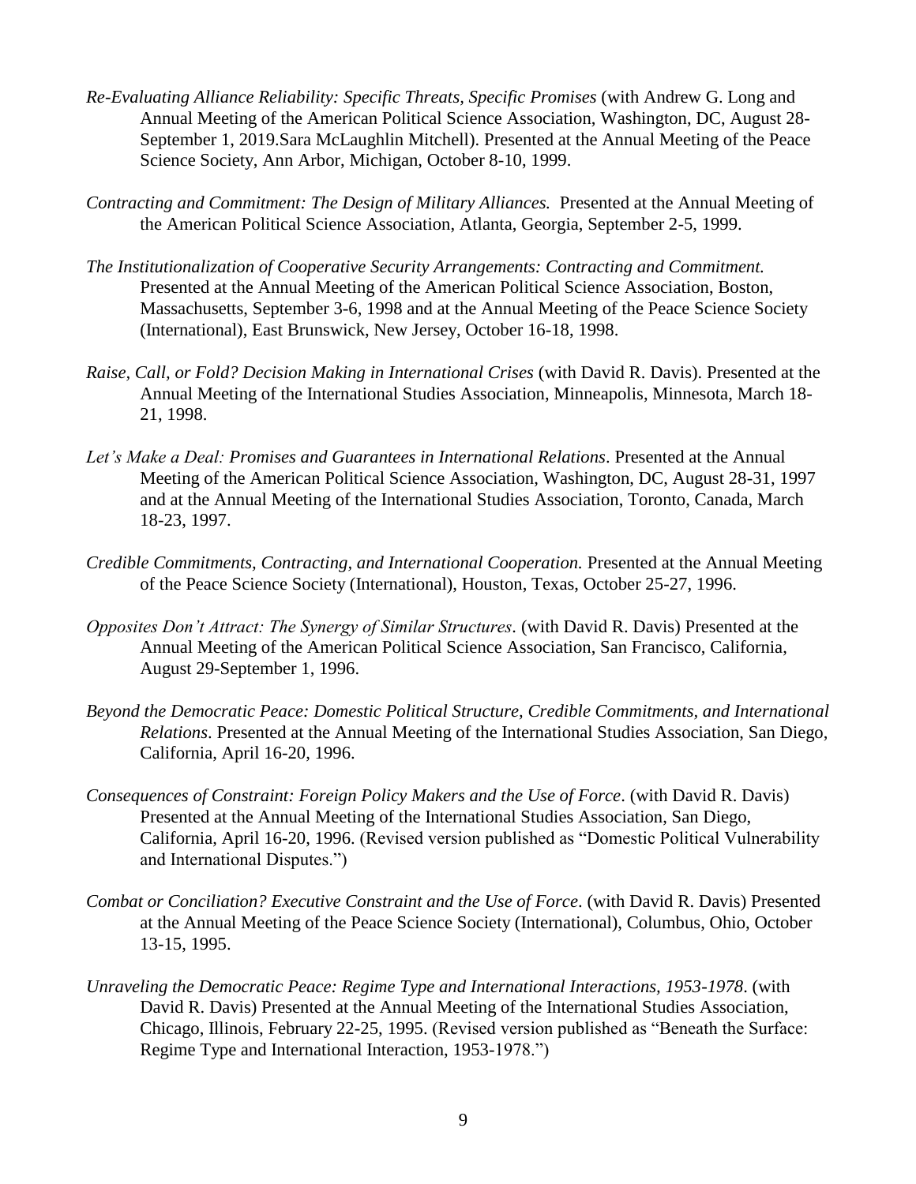*Re-Evaluating Alliance Reliability: Specific Threats, Specific Promises* (with Andrew G. Long and Annual Meeting of the American Political Science Association, Washington, DC, August 28-September 1, 2019.Sara McLaughlin Mitchell). Presented at the Annual Meeting of the Peace Science Society, Ann Arbor, Michigan, October 8-10, 1999.

*Contracting and Commitment: The Design of Military Alliances.* Presented at the Annual Meeting of the American Political Science Association, Atlanta, Georgia, September 2-5, 1999.

*The Institutionalization of Cooperative Security Arrangements: Contracting and Commitment.* Presented at the Annual Meeting of the American Political Science Association, Boston, Massachusetts, September 3-6, 1998 and at the Annual Meeting of the Peace Science Society (International), East Brunswick, New Jersey, October 16-18, 1998.

*Raise, Call, or Fold? Decision Making in International Crises* (with David R. Davis). Presented at the Annual Meeting of the International Studies Association, Minneapolis, Minnesota, March 18-21, 1998.

*Let's Make a Deal: Promises and Guarantees in International Relations*. Presented at the Annual Meeting of the American Political Science Association, Washington, DC, August 28-31, 1997 and at the Annual Meeting of the International Studies Association, Toronto, Canada, March 18-23, 1997.

*Credible Commitments, Contracting, and International Cooperation.* Presented at the Annual Meeting of the Peace Science Society (International), Houston, Texas, October 25-27, 1996.

*Opposites Don't Attract: The Synergy of Similar Structures*. (with David R. Davis) Presented at the Annual Meeting of the American Political Science Association, San Francisco, California, August 29-September 1, 1996.

*Beyond the Democratic Peace: Domestic Political Structure, Credible Commitments, and International Relations*. Presented at the Annual Meeting of the International Studies Association, San Diego, California, April 16-20, 1996.

*Consequences of Constraint: Foreign Policy Makers and the Use of Force*. (with David R. Davis) Presented at the Annual Meeting of the International Studies Association, San Diego, California, April 16-20, 1996. (Revised version published as "Domestic Political Vulnerability and International Disputes.")

*Combat or Conciliation? Executive Constraint and the Use of Force*. (with David R. Davis) Presented at the Annual Meeting of the Peace Science Society (International), Columbus, Ohio, October 13-15, 1995.

*Unraveling the Democratic Peace: Regime Type and International Interactions, 1953-1978*. (with David R. Davis) Presented at the Annual Meeting of the International Studies Association, Chicago, Illinois, February 22-25, 1995. (Revised version published as "Beneath the Surface: Regime Type and International Interaction, 1953-1978.")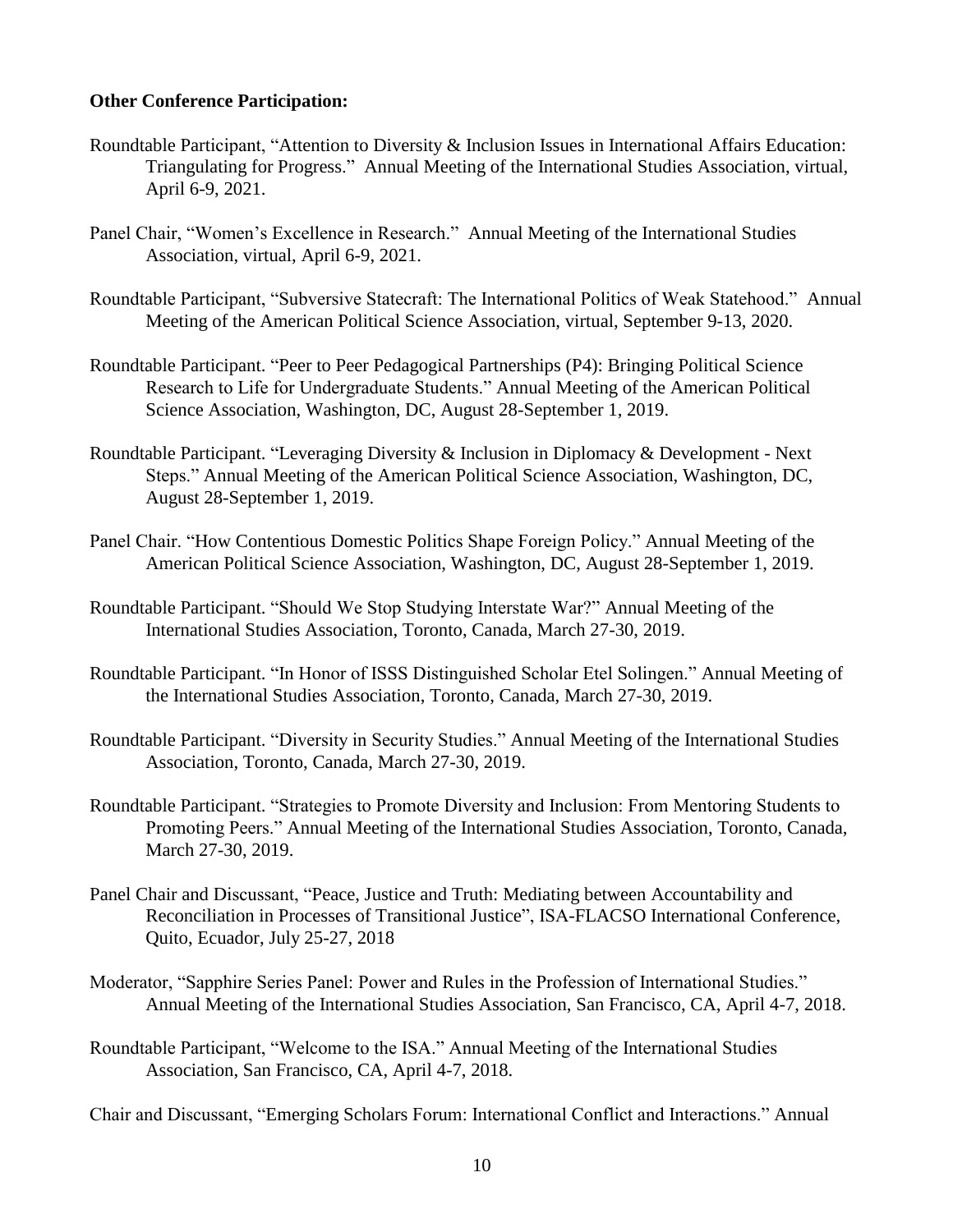**Other Conference Participation:**

Roundtable Participant, "Attention to Diversity & Inclusion Issues in International Affairs Education: Triangulating for Progress." Annual Meeting of the International Studies Association, virtual, April 6-9, 2021.

Panel Chair, "Women's Excellence in Research." Annual Meeting of the International Studies Association, virtual, April 6-9, 2021.

Roundtable Participant, "Subversive Statecraft: The International Politics of Weak Statehood." Annual Meeting of the American Political Science Association, virtual, September 9-13, 2020.

Roundtable Participant. "Peer to Peer Pedagogical Partnerships (P4): Bringing Political Science Research to Life for Undergraduate Students." Annual Meeting of the American Political Science Association, Washington, DC, August 28-September 1, 2019.

Roundtable Participant. "Leveraging Diversity & Inclusion in Diplomacy & Development - Next Steps." Annual Meeting of the American Political Science Association, Washington, DC, August 28-September 1, 2019.

Panel Chair. "How Contentious Domestic Politics Shape Foreign Policy." Annual Meeting of the American Political Science Association, Washington, DC, August 28-September 1, 2019.

Roundtable Participant. "Should We Stop Studying Interstate War?" Annual Meeting of the International Studies Association, Toronto, Canada, March 27-30, 2019.

Roundtable Participant. "In Honor of ISSS Distinguished Scholar Etel Solingen." Annual Meeting of the International Studies Association, Toronto, Canada, March 27-30, 2019.

Roundtable Participant. "Diversity in Security Studies." Annual Meeting of the International Studies Association, Toronto, Canada, March 27-30, 2019.

Roundtable Participant. "Strategies to Promote Diversity and Inclusion: From Mentoring Students to Promoting Peers." Annual Meeting of the International Studies Association, Toronto, Canada, March 27-30, 2019.

Panel Chair and Discussant, "Peace, Justice and Truth: Mediating between Accountability and Reconciliation in Processes of Transitional Justice", ISA-FLACSO International Conference, Quito, Ecuador, July 25-27, 2018

Moderator, "Sapphire Series Panel: Power and Rules in the Profession of International Studies." Annual Meeting of the International Studies Association, San Francisco, CA, April 4-7, 2018.

Roundtable Participant, "Welcome to the ISA." Annual Meeting of the International Studies Association, San Francisco, CA, April 4-7, 2018.

Chair and Discussant, "Emerging Scholars Forum: International Conflict and Interactions." Annual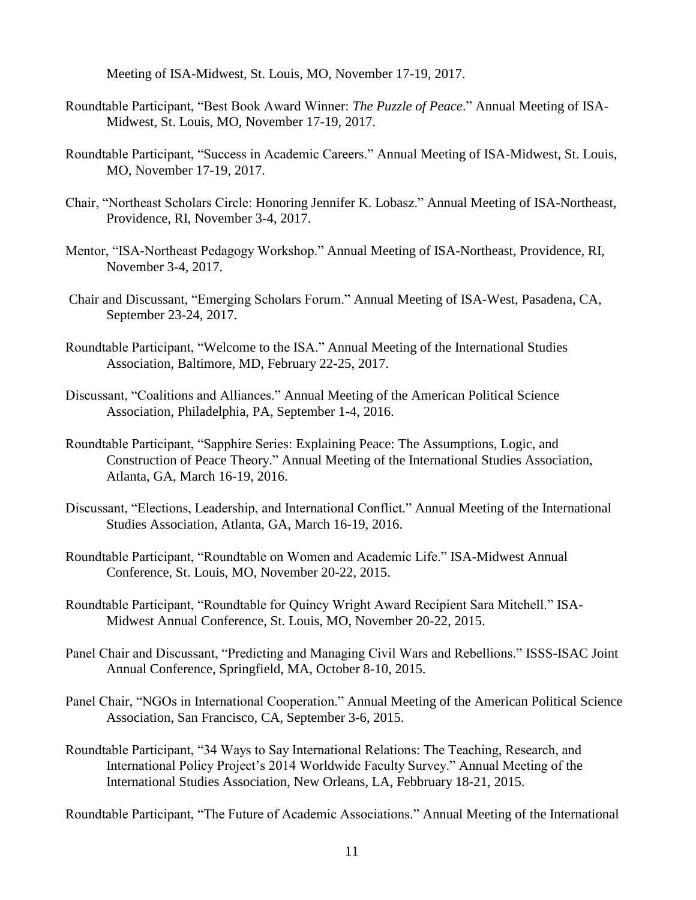Meeting of ISA-Midwest, St. Louis, MO, November 17-19, 2017.

Roundtable Participant, “Best Book Award Winner: *The Puzzle of Peace*.” Annual Meeting of ISA-Midwest, St. Louis, MO, November 17-19, 2017.

Roundtable Participant, “Success in Academic Careers.” Annual Meeting of ISA-Midwest, St. Louis, MO, November 17-19, 2017.

Chair, “Northeast Scholars Circle: Honoring Jennifer K. Lobasz.” Annual Meeting of ISA-Northeast, Providence, RI, November 3-4, 2017.

Mentor, “ISA-Northeast Pedagogy Workshop.” Annual Meeting of ISA-Northeast, Providence, RI, November 3-4, 2017.

Chair and Discussant, “Emerging Scholars Forum.” Annual Meeting of ISA-West, Pasadena, CA, September 23-24, 2017.

Roundtable Participant, “Welcome to the ISA.” Annual Meeting of the International Studies Association, Baltimore, MD, February 22-25, 2017.

Discussant, “Coalitions and Alliances.” Annual Meeting of the American Political Science Association, Philadelphia, PA, September 1-4, 2016.

Roundtable Participant, “Sapphire Series: Explaining Peace: The Assumptions, Logic, and Construction of Peace Theory.” Annual Meeting of the International Studies Association, Atlanta, GA, March 16-19, 2016.

Discussant, “Elections, Leadership, and International Conflict.” Annual Meeting of the International Studies Association, Atlanta, GA, March 16-19, 2016.

Roundtable Participant, “Roundtable on Women and Academic Life.” ISA-Midwest Annual Conference, St. Louis, MO, November 20-22, 2015.

Roundtable Participant, “Roundtable for Quincy Wright Award Recipient Sara Mitchell.” ISA-Midwest Annual Conference, St. Louis, MO, November 20-22, 2015.

Panel Chair and Discussant, “Predicting and Managing Civil Wars and Rebellions.” ISSS-ISAC Joint Annual Conference, Springfield, MA, October 8-10, 2015.

Panel Chair, “NGOs in International Cooperation.” Annual Meeting of the American Political Science Association, San Francisco, CA, September 3-6, 2015.

Roundtable Participant, “34 Ways to Say International Relations: The Teaching, Research, and International Policy Project’s 2014 Worldwide Faculty Survey.” Annual Meeting of the International Studies Association, New Orleans, LA, Febbruary 18-21, 2015.

Roundtable Participant, “The Future of Academic Associations.” Annual Meeting of the International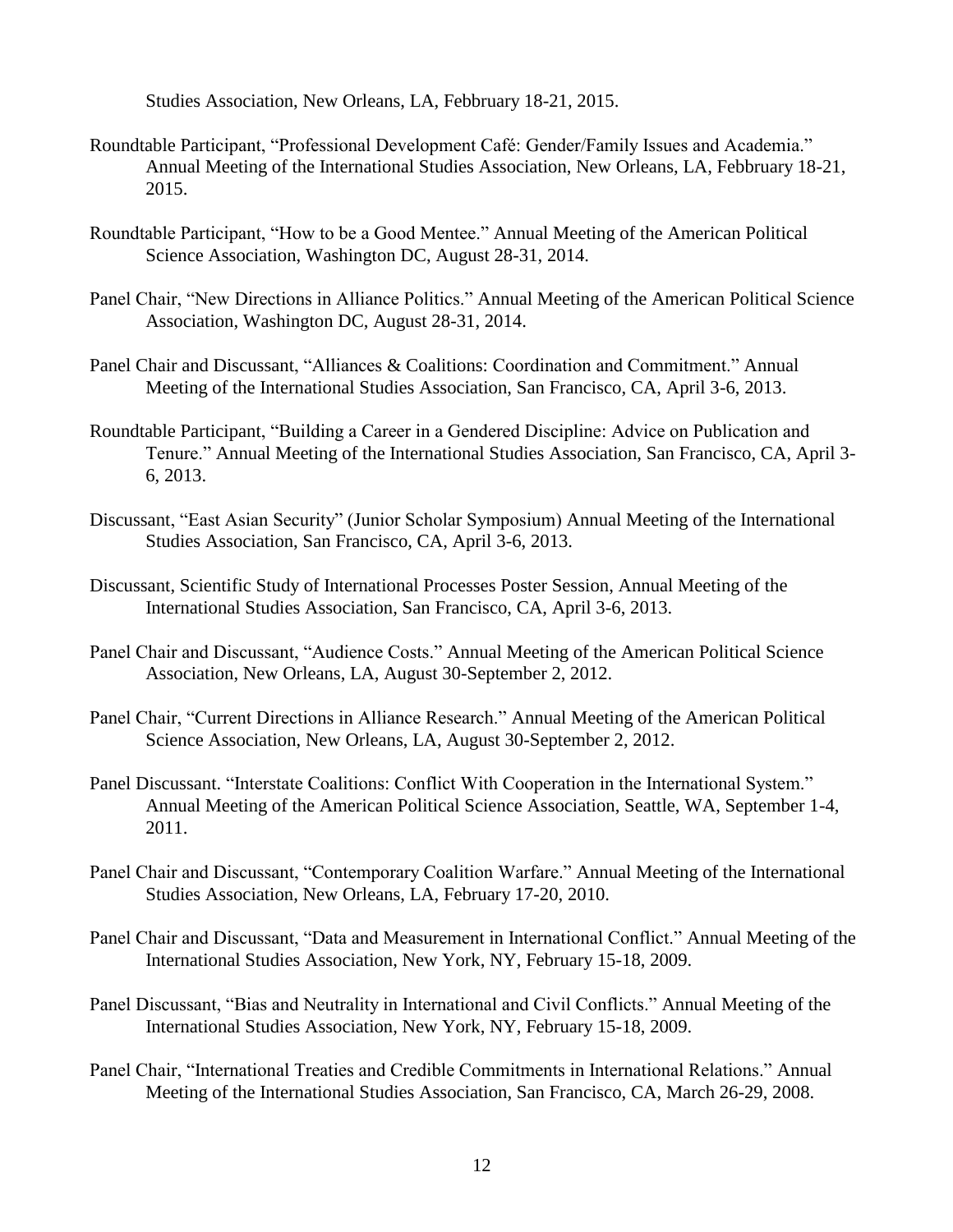Studies Association, New Orleans, LA, Febbruary 18-21, 2015.

Roundtable Participant, "Professional Development Café: Gender/Family Issues and Academia." Annual Meeting of the International Studies Association, New Orleans, LA, Febbruary 18-21, 2015.

Roundtable Participant, "How to be a Good Mentee." Annual Meeting of the American Political Science Association, Washington DC, August 28-31, 2014.

Panel Chair, "New Directions in Alliance Politics." Annual Meeting of the American Political Science Association, Washington DC, August 28-31, 2014.

Panel Chair and Discussant, "Alliances & Coalitions: Coordination and Commitment." Annual Meeting of the International Studies Association, San Francisco, CA, April 3-6, 2013.

Roundtable Participant, "Building a Career in a Gendered Discipline: Advice on Publication and Tenure." Annual Meeting of the International Studies Association, San Francisco, CA, April 3-6, 2013.

Discussant, "East Asian Security" (Junior Scholar Symposium) Annual Meeting of the International Studies Association, San Francisco, CA, April 3-6, 2013.

Discussant, Scientific Study of International Processes Poster Session, Annual Meeting of the International Studies Association, San Francisco, CA, April 3-6, 2013.

Panel Chair and Discussant, "Audience Costs." Annual Meeting of the American Political Science Association, New Orleans, LA, August 30-September 2, 2012.

Panel Chair, "Current Directions in Alliance Research." Annual Meeting of the American Political Science Association, New Orleans, LA, August 30-September 2, 2012.

Panel Discussant. "Interstate Coalitions: Conflict With Cooperation in the International System." Annual Meeting of the American Political Science Association, Seattle, WA, September 1-4, 2011.

Panel Chair and Discussant, "Contemporary Coalition Warfare." Annual Meeting of the International Studies Association, New Orleans, LA, February 17-20, 2010.

Panel Chair and Discussant, "Data and Measurement in International Conflict." Annual Meeting of the International Studies Association, New York, NY, February 15-18, 2009.

Panel Discussant, "Bias and Neutrality in International and Civil Conflicts." Annual Meeting of the International Studies Association, New York, NY, February 15-18, 2009.

Panel Chair, "International Treaties and Credible Commitments in International Relations." Annual Meeting of the International Studies Association, San Francisco, CA, March 26-29, 2008.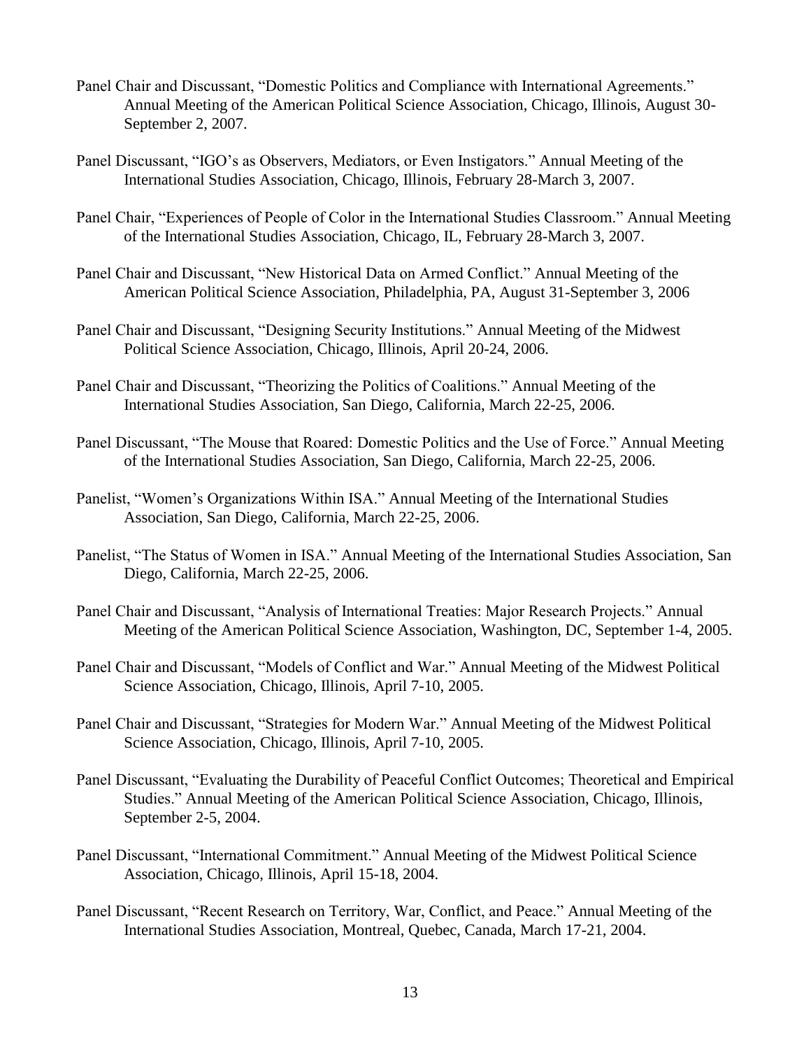Panel Chair and Discussant, "Domestic Politics and Compliance with International Agreements." Annual Meeting of the American Political Science Association, Chicago, Illinois, August 30-September 2, 2007.

Panel Discussant, "IGO's as Observers, Mediators, or Even Instigators." Annual Meeting of the International Studies Association, Chicago, Illinois, February 28-March 3, 2007.

Panel Chair, "Experiences of People of Color in the International Studies Classroom." Annual Meeting of the International Studies Association, Chicago, IL, February 28-March 3, 2007.

Panel Chair and Discussant, "New Historical Data on Armed Conflict." Annual Meeting of the American Political Science Association, Philadelphia, PA, August 31-September 3, 2006

Panel Chair and Discussant, "Designing Security Institutions." Annual Meeting of the Midwest Political Science Association, Chicago, Illinois, April 20-24, 2006.

Panel Chair and Discussant, "Theorizing the Politics of Coalitions." Annual Meeting of the International Studies Association, San Diego, California, March 22-25, 2006.

Panel Discussant, "The Mouse that Roared: Domestic Politics and the Use of Force." Annual Meeting of the International Studies Association, San Diego, California, March 22-25, 2006.

Panelist, "Women's Organizations Within ISA." Annual Meeting of the International Studies Association, San Diego, California, March 22-25, 2006.

Panelist, "The Status of Women in ISA." Annual Meeting of the International Studies Association, San Diego, California, March 22-25, 2006.

Panel Chair and Discussant, "Analysis of International Treaties: Major Research Projects." Annual Meeting of the American Political Science Association, Washington, DC, September 1-4, 2005.

Panel Chair and Discussant, "Models of Conflict and War." Annual Meeting of the Midwest Political Science Association, Chicago, Illinois, April 7-10, 2005.

Panel Chair and Discussant, "Strategies for Modern War." Annual Meeting of the Midwest Political Science Association, Chicago, Illinois, April 7-10, 2005.

Panel Discussant, "Evaluating the Durability of Peaceful Conflict Outcomes; Theoretical and Empirical Studies." Annual Meeting of the American Political Science Association, Chicago, Illinois, September 2-5, 2004.

Panel Discussant, "International Commitment." Annual Meeting of the Midwest Political Science Association, Chicago, Illinois, April 15-18, 2004.

Panel Discussant, "Recent Research on Territory, War, Conflict, and Peace." Annual Meeting of the International Studies Association, Montreal, Quebec, Canada, March 17-21, 2004.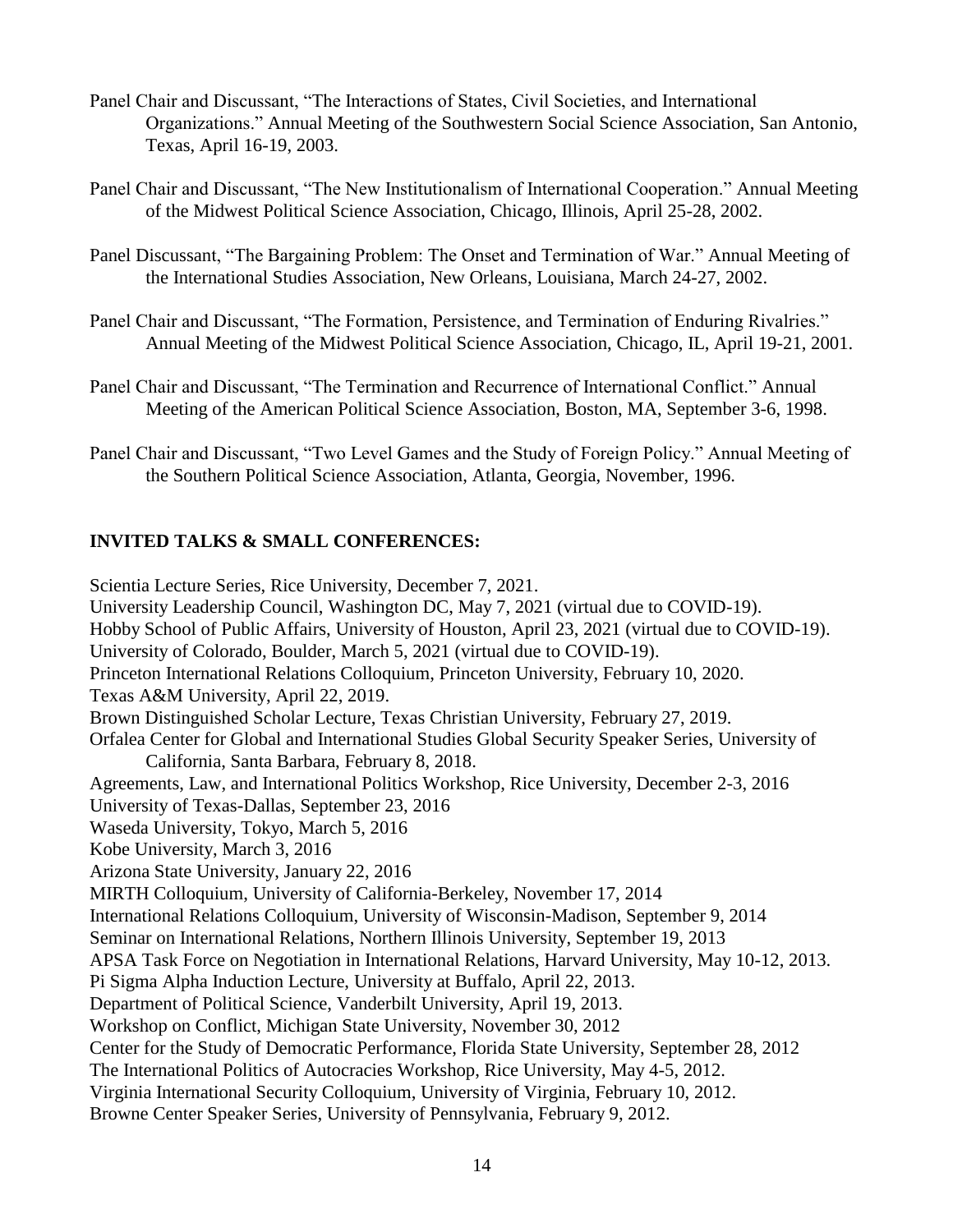Panel Chair and Discussant, "The Interactions of States, Civil Societies, and International Organizations." Annual Meeting of the Southwestern Social Science Association, San Antonio, Texas, April 16-19, 2003.

Panel Chair and Discussant, "The New Institutionalism of International Cooperation." Annual Meeting of the Midwest Political Science Association, Chicago, Illinois, April 25-28, 2002.

Panel Discussant, "The Bargaining Problem: The Onset and Termination of War." Annual Meeting of the International Studies Association, New Orleans, Louisiana, March 24-27, 2002.

Panel Chair and Discussant, "The Formation, Persistence, and Termination of Enduring Rivalries." Annual Meeting of the Midwest Political Science Association, Chicago, IL, April 19-21, 2001.

Panel Chair and Discussant, "The Termination and Recurrence of International Conflict." Annual Meeting of the American Political Science Association, Boston, MA, September 3-6, 1998.

Panel Chair and Discussant, "Two Level Games and the Study of Foreign Policy." Annual Meeting of the Southern Political Science Association, Atlanta, Georgia, November, 1996.

**INVITED TALKS & SMALL CONFERENCES:**

Scientia Lecture Series, Rice University, December 7, 2021.
University Leadership Council, Washington DC, May 7, 2021 (virtual due to COVID-19).
Hobby School of Public Affairs, University of Houston, April 23, 2021 (virtual due to COVID-19).
University of Colorado, Boulder, March 5, 2021 (virtual due to COVID-19).
Princeton International Relations Colloquium, Princeton University, February 10, 2020.
Texas A&M University, April 22, 2019.
Brown Distinguished Scholar Lecture, Texas Christian University, February 27, 2019.
Orfalea Center for Global and International Studies Global Security Speaker Series, University of California, Santa Barbara, February 8, 2018.
Agreements, Law, and International Politics Workshop, Rice University, December 2-3, 2016
University of Texas-Dallas, September 23, 2016
Waseda University, Tokyo, March 5, 2016
Kobe University, March 3, 2016
Arizona State University, January 22, 2016
MIRTH Colloquium, University of California-Berkeley, November 17, 2014
International Relations Colloquium, University of Wisconsin-Madison, September 9, 2014
Seminar on International Relations, Northern Illinois University, September 19, 2013
APSA Task Force on Negotiation in International Relations, Harvard University, May 10-12, 2013.
Pi Sigma Alpha Induction Lecture, University at Buffalo, April 22, 2013.
Department of Political Science, Vanderbilt University, April 19, 2013.
Workshop on Conflict, Michigan State University, November 30, 2012
Center for the Study of Democratic Performance, Florida State University, September 28, 2012
The International Politics of Autocracies Workshop, Rice University, May 4-5, 2012.
Virginia International Security Colloquium, University of Virginia, February 10, 2012.
Browne Center Speaker Series, University of Pennsylvania, February 9, 2012.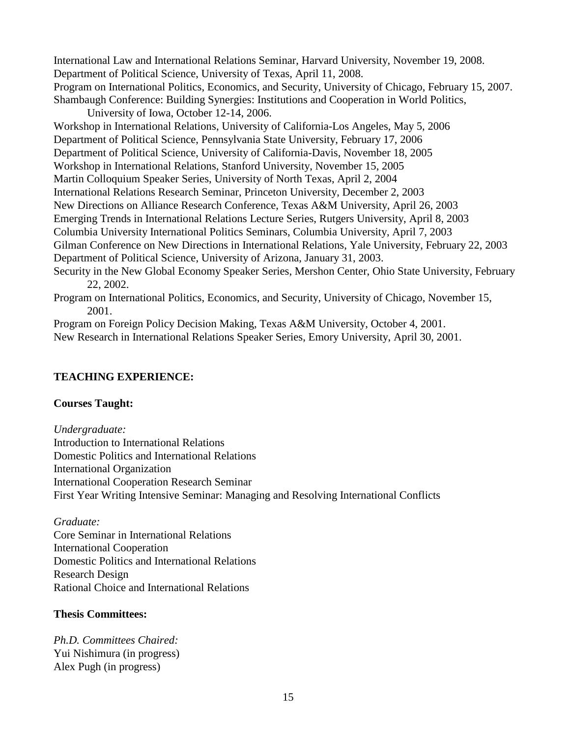International Law and International Relations Seminar, Harvard University, November 19, 2008.
Department of Political Science, University of Texas, April 11, 2008.
Program on International Politics, Economics, and Security, University of Chicago, February 15, 2007.
Shambaugh Conference: Building Synergies: Institutions and Cooperation in World Politics, University of Iowa, October 12-14, 2006.
Workshop in International Relations, University of California-Los Angeles, May 5, 2006
Department of Political Science, Pennsylvania State University, February 17, 2006
Department of Political Science, University of California-Davis, November 18, 2005
Workshop in International Relations, Stanford University, November 15, 2005
Martin Colloquium Speaker Series, University of North Texas, April 2, 2004
International Relations Research Seminar, Princeton University, December 2, 2003
New Directions on Alliance Research Conference, Texas A&M University, April 26, 2003
Emerging Trends in International Relations Lecture Series, Rutgers University, April 8, 2003
Columbia University International Politics Seminars, Columbia University, April 7, 2003
Gilman Conference on New Directions in International Relations, Yale University, February 22, 2003
Department of Political Science, University of Arizona, January 31, 2003.
Security in the New Global Economy Speaker Series, Mershon Center, Ohio State University, February 22, 2002.
Program on International Politics, Economics, and Security, University of Chicago, November 15, 2001.
Program on Foreign Policy Decision Making, Texas A&M University, October 4, 2001.
New Research in International Relations Speaker Series, Emory University, April 30, 2001.

## TEACHING EXPERIENCE:

### Courses Taught:

*Undergraduate:*
Introduction to International Relations
Domestic Politics and International Relations
International Organization
International Cooperation Research Seminar
First Year Writing Intensive Seminar: Managing and Resolving International Conflicts

*Graduate:*
Core Seminar in International Relations
International Cooperation
Domestic Politics and International Relations
Research Design
Rational Choice and International Relations

### Thesis Committees:

*Ph.D. Committees Chaired:*
Yui Nishimura (in progress)
Alex Pugh (in progress)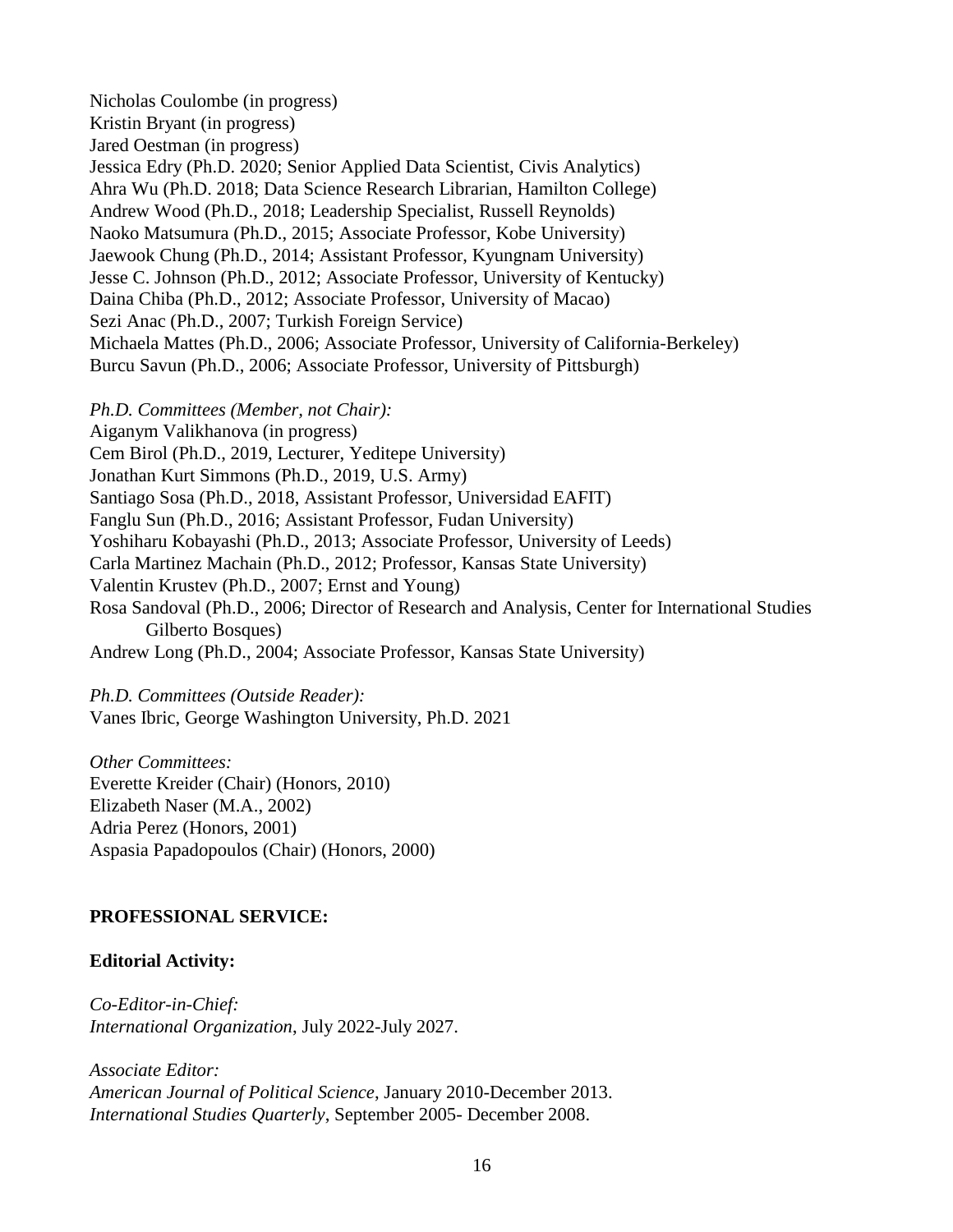Nicholas Coulombe (in progress)
Kristin Bryant (in progress)
Jared Oestman (in progress)
Jessica Edry (Ph.D. 2020; Senior Applied Data Scientist, Civis Analytics)
Ahra Wu (Ph.D. 2018; Data Science Research Librarian, Hamilton College)
Andrew Wood (Ph.D., 2018; Leadership Specialist, Russell Reynolds)
Naoko Matsumura (Ph.D., 2015; Associate Professor, Kobe University)
Jaewook Chung (Ph.D., 2014; Assistant Professor, Kyungnam University)
Jesse C. Johnson (Ph.D., 2012; Associate Professor, University of Kentucky)
Daina Chiba (Ph.D., 2012; Associate Professor, University of Macao)
Sezi Anac (Ph.D., 2007; Turkish Foreign Service)
Michaela Mattes (Ph.D., 2006; Associate Professor, University of California-Berkeley)
Burcu Savun (Ph.D., 2006; Associate Professor, University of Pittsburgh)

*Ph.D. Committees (Member, not Chair):*
Aiganym Valikhanova (in progress)
Cem Birol (Ph.D., 2019, Lecturer, Yeditepe University)
Jonathan Kurt Simmons (Ph.D., 2019, U.S. Army)
Santiago Sosa (Ph.D., 2018, Assistant Professor, Universidad EAFIT)
Fanglu Sun (Ph.D., 2016; Assistant Professor, Fudan University)
Yoshiharu Kobayashi (Ph.D., 2013; Associate Professor, University of Leeds)
Carla Martinez Machain (Ph.D., 2012; Professor, Kansas State University)
Valentin Krustev (Ph.D., 2007; Ernst and Young)
Rosa Sandoval (Ph.D., 2006; Director of Research and Analysis, Center for International Studies Gilberto Bosques)
Andrew Long (Ph.D., 2004; Associate Professor, Kansas State University)

*Ph.D. Committees (Outside Reader):*
Vanes Ibric, George Washington University, Ph.D. 2021

*Other Committees:*
Everette Kreider (Chair) (Honors, 2010)
Elizabeth Naser (M.A., 2002)
Adria Perez (Honors, 2001)
Aspasia Papadopoulos (Chair) (Honors, 2000)

## PROFESSIONAL SERVICE:

### Editorial Activity:

*Co-Editor-in-Chief:*
*International Organization*, July 2022-July 2027.

*Associate Editor:*
*American Journal of Political Science*, January 2010-December 2013.
*International Studies Quarterly*, September 2005- December 2008.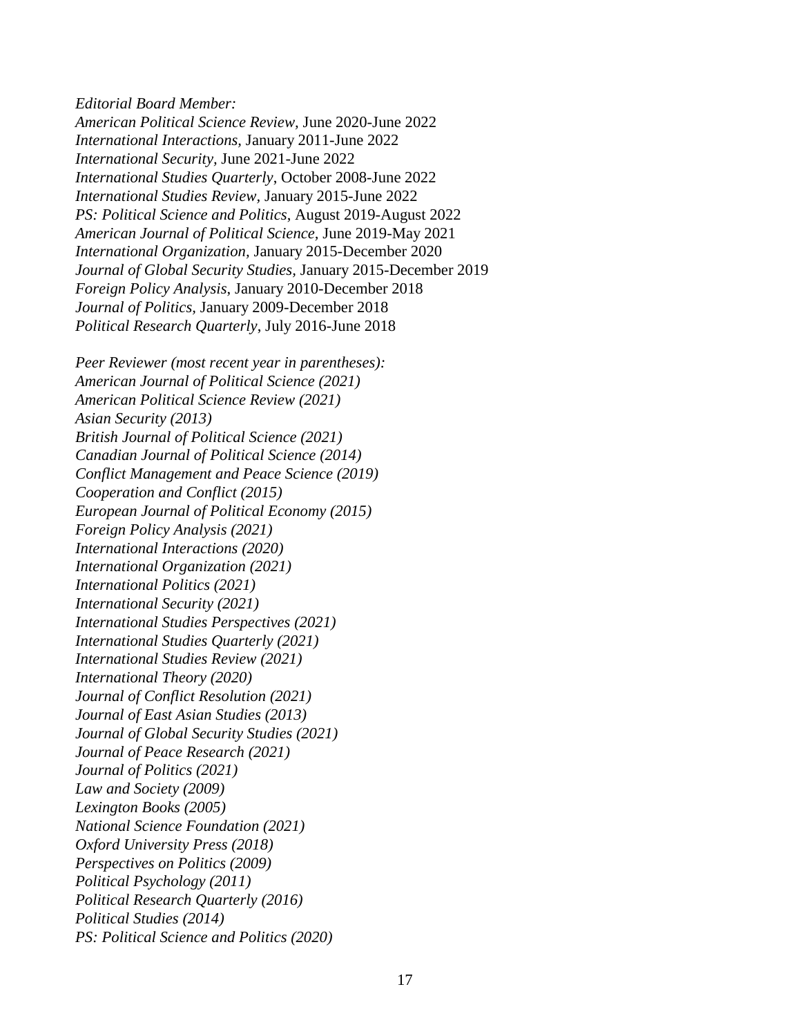*Editorial Board Member:*
*American Political Science Review,* June 2020-June 2022
*International Interactions,* January 2011-June 2022
*International Security,* June 2021-June 2022
*International Studies Quarterly*, October 2008-June 2022
*International Studies Review,* January 2015-June 2022
*PS: Political Science and Politics*, August 2019-August 2022
*American Journal of Political Science*, June 2019-May 2021
*International Organization*, January 2015-December 2020
*Journal of Global Security Studies*, January 2015-December 2019
*Foreign Policy Analysis*, January 2010-December 2018
*Journal of Politics,* January 2009-December 2018
*Political Research Quarterly*, July 2016-June 2018

*Peer Reviewer (most recent year in parentheses):*
*American Journal of Political Science (2021)*
*American Political Science Review (2021)*
*Asian Security (2013)*
*British Journal of Political Science (2021)*
*Canadian Journal of Political Science (2014)*
*Conflict Management and Peace Science (2019)*
*Cooperation and Conflict (2015)*
*European Journal of Political Economy (2015)*
*Foreign Policy Analysis (2021)*
*International Interactions (2020)*
*International Organization (2021)*
*International Politics (2021)*
*International Security (2021)*
*International Studies Perspectives (2021)*
*International Studies Quarterly (2021)*
*International Studies Review (2021)*
*International Theory (2020)*
*Journal of Conflict Resolution (2021)*
*Journal of East Asian Studies (2013)*
*Journal of Global Security Studies (2021)*
*Journal of Peace Research (2021)*
*Journal of Politics (2021)*
*Law and Society (2009)*
*Lexington Books (2005)*
*National Science Foundation (2021)*
*Oxford University Press (2018)*
*Perspectives on Politics (2009)*
*Political Psychology (2011)*
*Political Research Quarterly (2016)*
*Political Studies (2014)*
*PS: Political Science and Politics (2020)*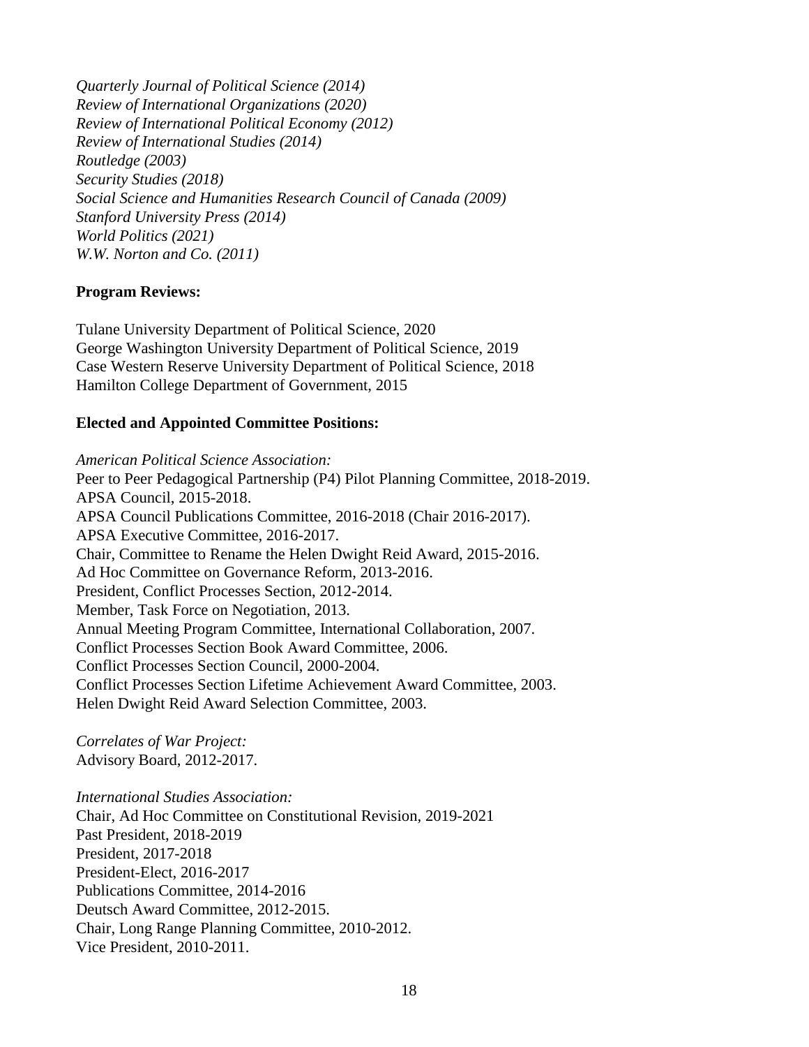*Quarterly Journal of Political Science (2014)*
*Review of International Organizations (2020)*
*Review of International Political Economy (2012)*
*Review of International Studies (2014)*
*Routledge (2003)*
*Security Studies (2018)*
*Social Science and Humanities Research Council of Canada (2009)*
*Stanford University Press (2014)*
*World Politics (2021)*
*W.W. Norton and Co. (2011)*

**Program Reviews:**

Tulane University Department of Political Science, 2020
George Washington University Department of Political Science, 2019
Case Western Reserve University Department of Political Science, 2018
Hamilton College Department of Government, 2015

**Elected and Appointed Committee Positions:**

*American Political Science Association:*
Peer to Peer Pedagogical Partnership (P4) Pilot Planning Committee, 2018-2019.
APSA Council, 2015-2018.
APSA Council Publications Committee, 2016-2018 (Chair 2016-2017).
APSA Executive Committee, 2016-2017.
Chair, Committee to Rename the Helen Dwight Reid Award, 2015-2016.
Ad Hoc Committee on Governance Reform, 2013-2016.
President, Conflict Processes Section, 2012-2014.
Member, Task Force on Negotiation, 2013.
Annual Meeting Program Committee, International Collaboration, 2007.
Conflict Processes Section Book Award Committee, 2006.
Conflict Processes Section Council, 2000-2004.
Conflict Processes Section Lifetime Achievement Award Committee, 2003.
Helen Dwight Reid Award Selection Committee, 2003.

*Correlates of War Project:*
Advisory Board, 2012-2017.

*International Studies Association:*
Chair, Ad Hoc Committee on Constitutional Revision, 2019-2021
Past President, 2018-2019
President, 2017-2018
President-Elect, 2016-2017
Publications Committee, 2014-2016
Deutsch Award Committee, 2012-2015.
Chair, Long Range Planning Committee, 2010-2012.
Vice President, 2010-2011.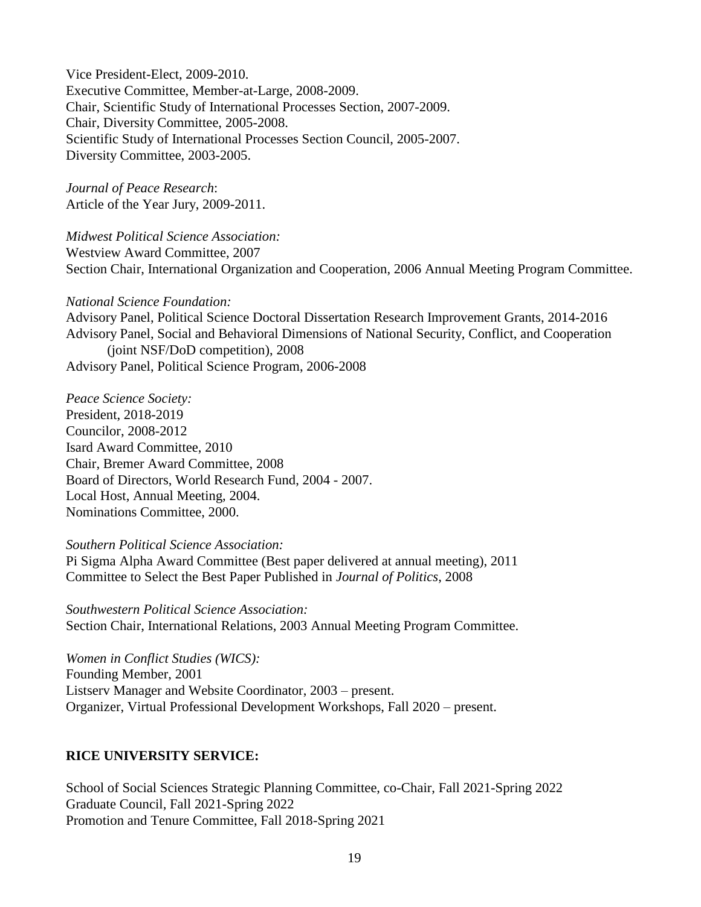Vice President-Elect, 2009-2010.
Executive Committee, Member-at-Large, 2008-2009.
Chair, Scientific Study of International Processes Section, 2007-2009.
Chair, Diversity Committee, 2005-2008.
Scientific Study of International Processes Section Council, 2005-2007.
Diversity Committee, 2003-2005.

*Journal of Peace Research*:
Article of the Year Jury, 2009-2011.

*Midwest Political Science Association:*
Westview Award Committee, 2007
Section Chair, International Organization and Cooperation, 2006 Annual Meeting Program Committee.

*National Science Foundation:*
Advisory Panel, Political Science Doctoral Dissertation Research Improvement Grants, 2014-2016
Advisory Panel, Social and Behavioral Dimensions of National Security, Conflict, and Cooperation
(joint NSF/DoD competition), 2008
Advisory Panel, Political Science Program, 2006-2008

*Peace Science Society:*
President, 2018-2019
Councilor, 2008-2012
Isard Award Committee, 2010
Chair, Bremer Award Committee, 2008
Board of Directors, World Research Fund, 2004 - 2007.
Local Host, Annual Meeting, 2004.
Nominations Committee, 2000.

*Southern Political Science Association:*
Pi Sigma Alpha Award Committee (Best paper delivered at annual meeting), 2011
Committee to Select the Best Paper Published in *Journal of Politics*, 2008

*Southwestern Political Science Association:*
Section Chair, International Relations, 2003 Annual Meeting Program Committee.

*Women in Conflict Studies (WICS):*
Founding Member, 2001
Listserv Manager and Website Coordinator, 2003 – present.
Organizer, Virtual Professional Development Workshops, Fall 2020 – present.

**RICE UNIVERSITY SERVICE:**

School of Social Sciences Strategic Planning Committee, co-Chair, Fall 2021-Spring 2022
Graduate Council, Fall 2021-Spring 2022
Promotion and Tenure Committee, Fall 2018-Spring 2021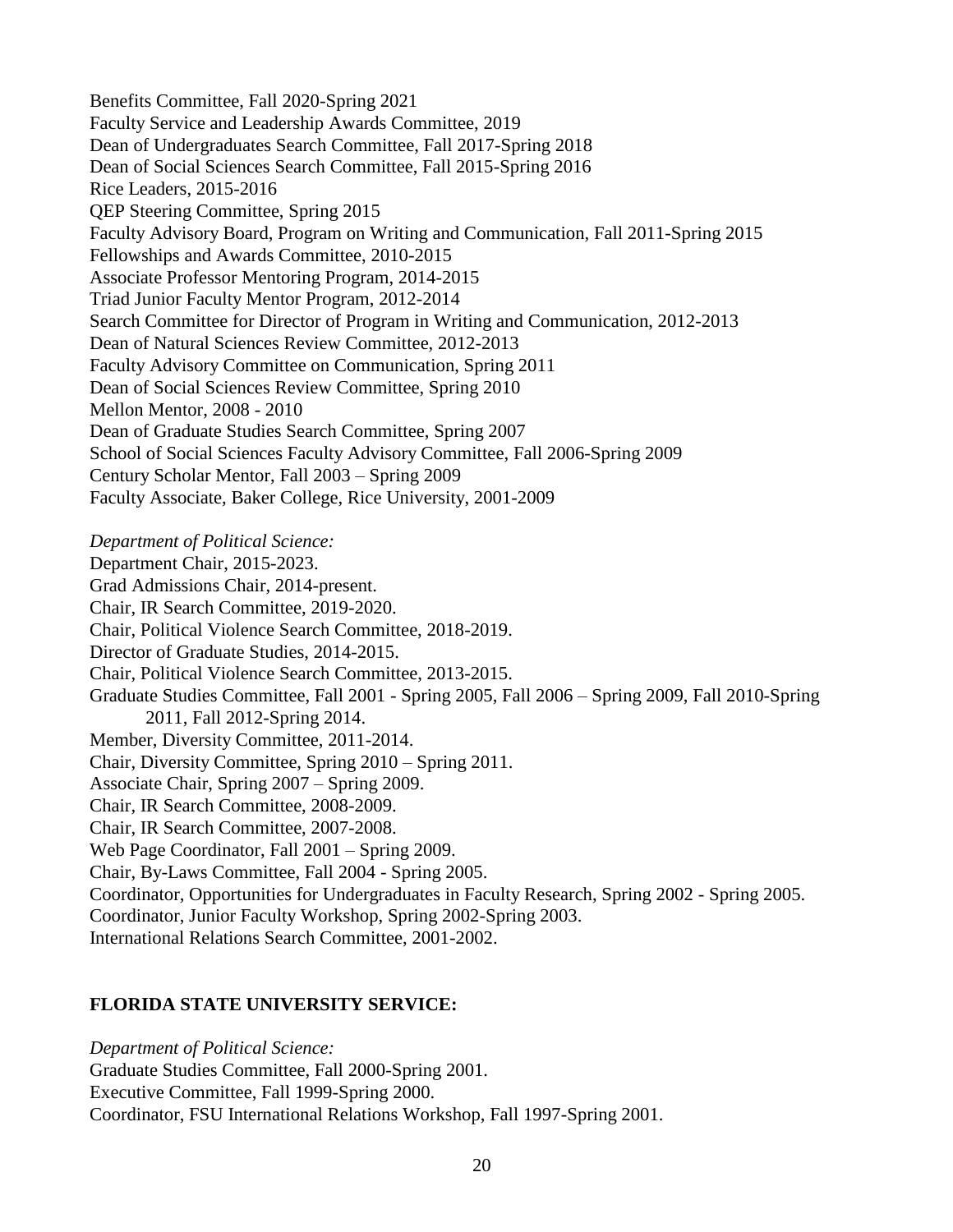Benefits Committee, Fall 2020-Spring 2021
Faculty Service and Leadership Awards Committee, 2019
Dean of Undergraduates Search Committee, Fall 2017-Spring 2018
Dean of Social Sciences Search Committee, Fall 2015-Spring 2016
Rice Leaders, 2015-2016
QEP Steering Committee, Spring 2015
Faculty Advisory Board, Program on Writing and Communication, Fall 2011-Spring 2015
Fellowships and Awards Committee, 2010-2015
Associate Professor Mentoring Program, 2014-2015
Triad Junior Faculty Mentor Program, 2012-2014
Search Committee for Director of Program in Writing and Communication, 2012-2013
Dean of Natural Sciences Review Committee, 2012-2013
Faculty Advisory Committee on Communication, Spring 2011
Dean of Social Sciences Review Committee, Spring 2010
Mellon Mentor, 2008 - 2010
Dean of Graduate Studies Search Committee, Spring 2007
School of Social Sciences Faculty Advisory Committee, Fall 2006-Spring 2009
Century Scholar Mentor, Fall 2003 – Spring 2009
Faculty Associate, Baker College, Rice University, 2001-2009

*Department of Political Science:*
Department Chair, 2015-2023.
Grad Admissions Chair, 2014-present.
Chair, IR Search Committee, 2019-2020.
Chair, Political Violence Search Committee, 2018-2019.
Director of Graduate Studies, 2014-2015.
Chair, Political Violence Search Committee, 2013-2015.
Graduate Studies Committee, Fall 2001 - Spring 2005, Fall 2006 – Spring 2009, Fall 2010-Spring 2011, Fall 2012-Spring 2014.
Member, Diversity Committee, 2011-2014.
Chair, Diversity Committee, Spring 2010 – Spring 2011.
Associate Chair, Spring 2007 – Spring 2009.
Chair, IR Search Committee, 2008-2009.
Chair, IR Search Committee, 2007-2008.
Web Page Coordinator, Fall 2001 – Spring 2009.
Chair, By-Laws Committee, Fall 2004 - Spring 2005.
Coordinator, Opportunities for Undergraduates in Faculty Research, Spring 2002 - Spring 2005.
Coordinator, Junior Faculty Workshop, Spring 2002-Spring 2003.
International Relations Search Committee, 2001-2002.

## FLORIDA STATE UNIVERSITY SERVICE:

*Department of Political Science:*
Graduate Studies Committee, Fall 2000-Spring 2001.
Executive Committee, Fall 1999-Spring 2000.
Coordinator, FSU International Relations Workshop, Fall 1997-Spring 2001.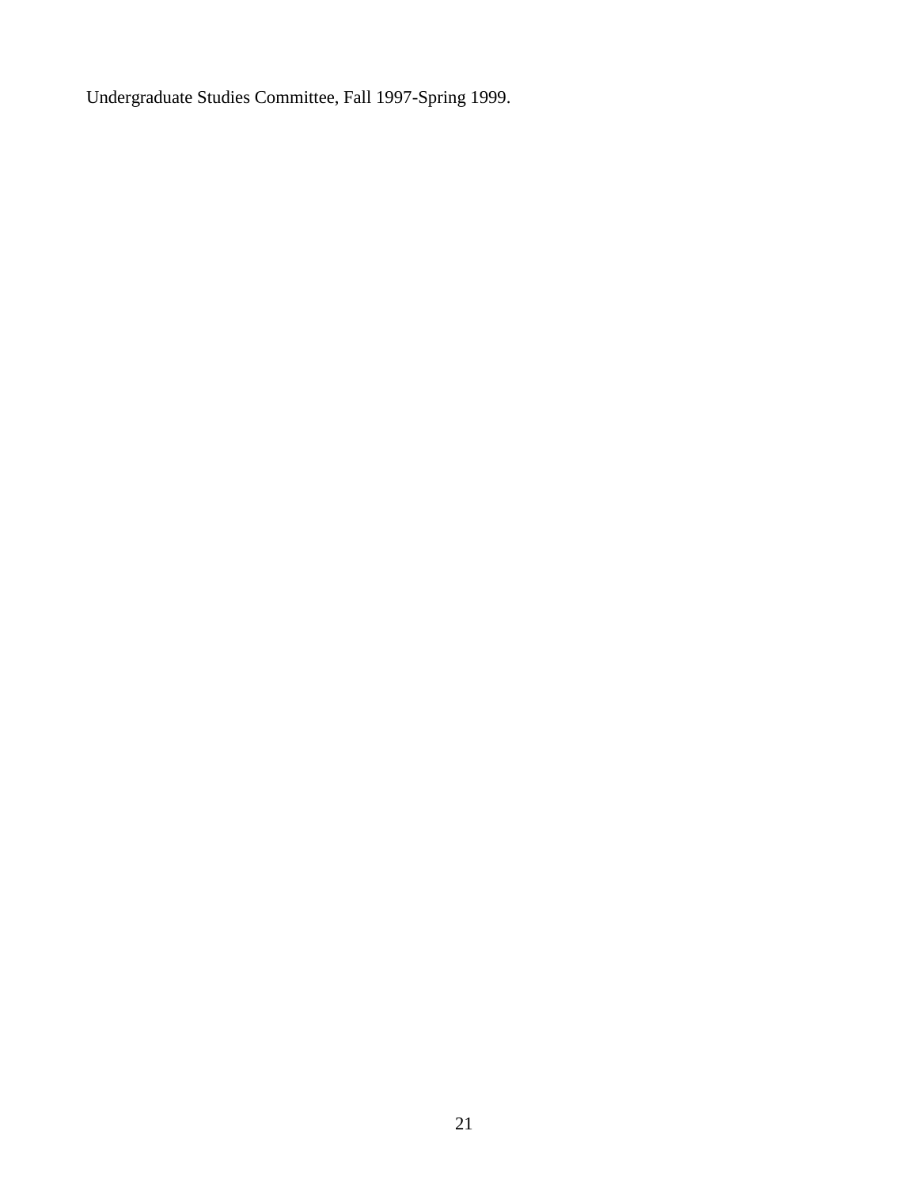Undergraduate Studies Committee, Fall 1997-Spring 1999.